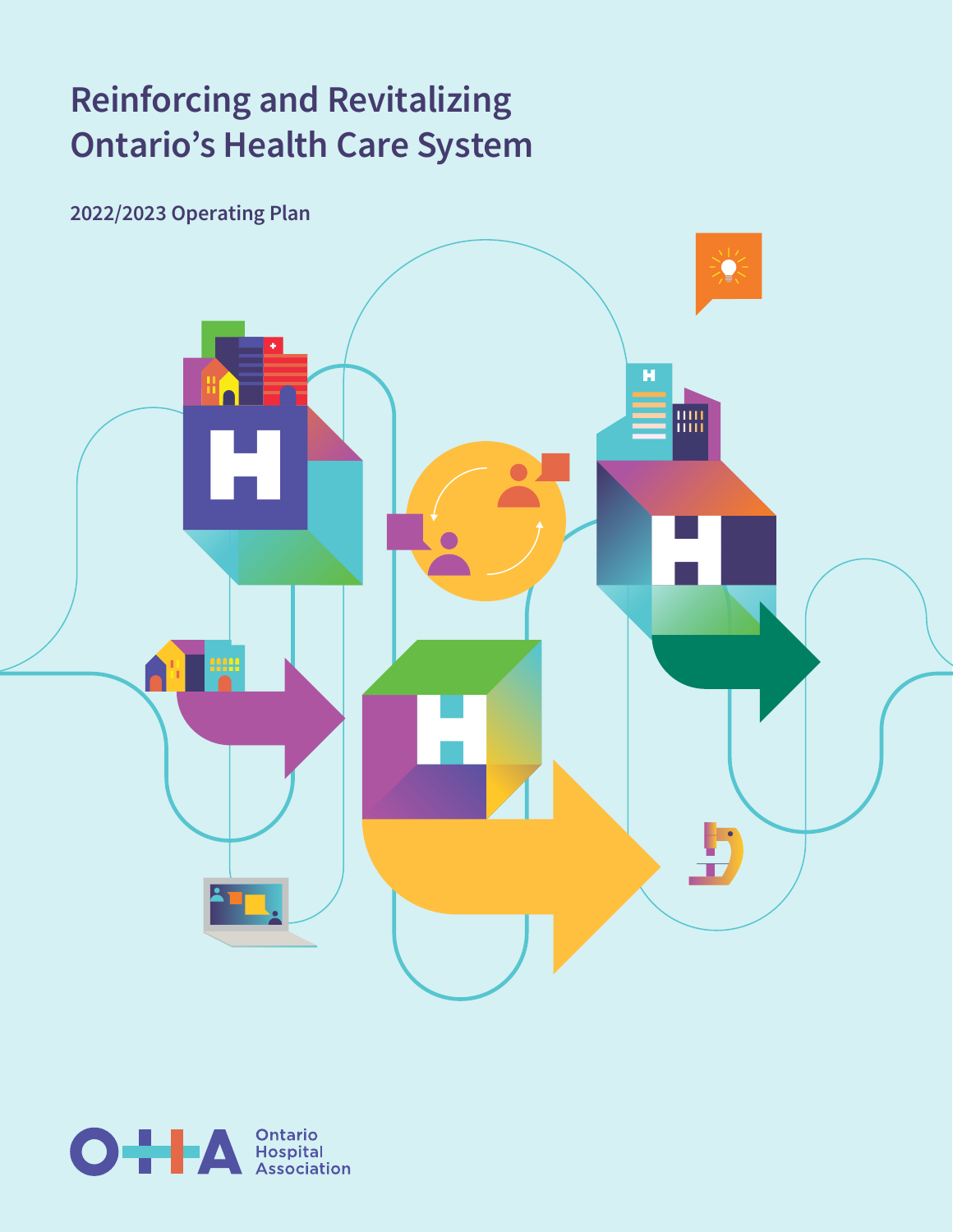# Reinforcing and Revitalizing Ontario's Health Care System

## 2022/2023 Operating Plan

Ontario Hospital Association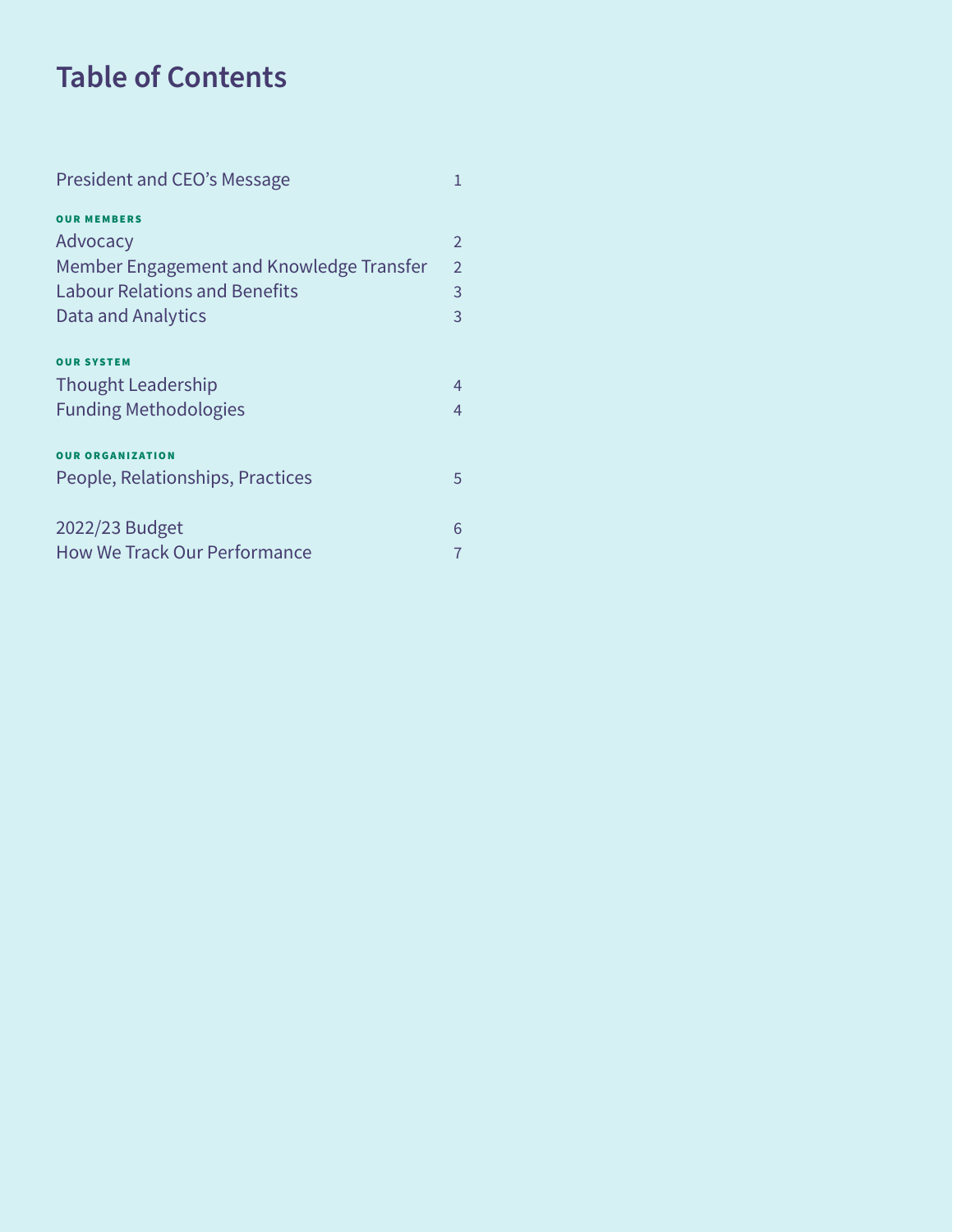# Table of Contents

| | |
|---|---|
| President and CEO's Message | 1 |
| **OUR MEMBERS** | |
| Advocacy | 2 |
| Member Engagement and Knowledge Transfer | 2 |
| Labour Relations and Benefits | 3 |
| Data and Analytics | 3 |
| **OUR SYSTEM** | |
| Thought Leadership | 4 |
| Funding Methodologies | 4 |
| **OUR ORGANIZATION** | |
| People, Relationships, Practices | 5 |
| 2022/23 Budget | 6 |
| How We Track Our Performance | 7 |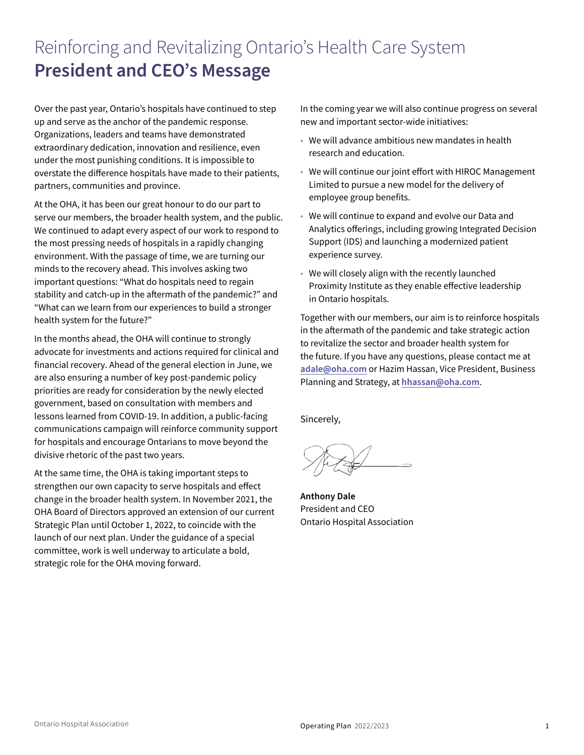# Reinforcing and Revitalizing Ontario's Health Care System
## President and CEO's Message

Over the past year, Ontario's hospitals have continued to step up and serve as the anchor of the pandemic response. Organizations, leaders and teams have demonstrated extraordinary dedication, innovation and resilience, even under the most punishing conditions. It is impossible to overstate the difference hospitals have made to their patients, partners, communities and province.

At the OHA, it has been our great honour to do our part to serve our members, the broader health system, and the public. We continued to adapt every aspect of our work to respond to the most pressing needs of hospitals in a rapidly changing environment. With the passage of time, we are turning our minds to the recovery ahead. This involves asking two important questions: "What do hospitals need to regain stability and catch-up in the aftermath of the pandemic?" and "What can we learn from our experiences to build a stronger health system for the future?"

In the months ahead, the OHA will continue to strongly advocate for investments and actions required for clinical and financial recovery. Ahead of the general election in June, we are also ensuring a number of key post-pandemic policy priorities are ready for consideration by the newly elected government, based on consultation with members and lessons learned from COVID-19. In addition, a public-facing communications campaign will reinforce community support for hospitals and encourage Ontarians to move beyond the divisive rhetoric of the past two years.

At the same time, the OHA is taking important steps to strengthen our own capacity to serve hospitals and effect change in the broader health system. In November 2021, the OHA Board of Directors approved an extension of our current Strategic Plan until October 1, 2022, to coincide with the launch of our next plan. Under the guidance of a special committee, work is well underway to articulate a bold, strategic role for the OHA moving forward.

In the coming year we will also continue progress on several new and important sector-wide initiatives:

- We will advance ambitious new mandates in health research and education.
- We will continue our joint effort with HIROC Management Limited to pursue a new model for the delivery of employee group benefits.
- We will continue to expand and evolve our Data and Analytics offerings, including growing Integrated Decision Support (IDS) and launching a modernized patient experience survey.
- We will closely align with the recently launched Proximity Institute as they enable effective leadership in Ontario hospitals.

Together with our members, our aim is to reinforce hospitals in the aftermath of the pandemic and take strategic action to revitalize the sector and broader health system for the future. If you have any questions, please contact me at **adale@oha.com** or Hazim Hassan, Vice President, Business Planning and Strategy, at **hhassan@oha.com**.

Sincerely,

**Anthony Dale**
President and CEO
Ontario Hospital Association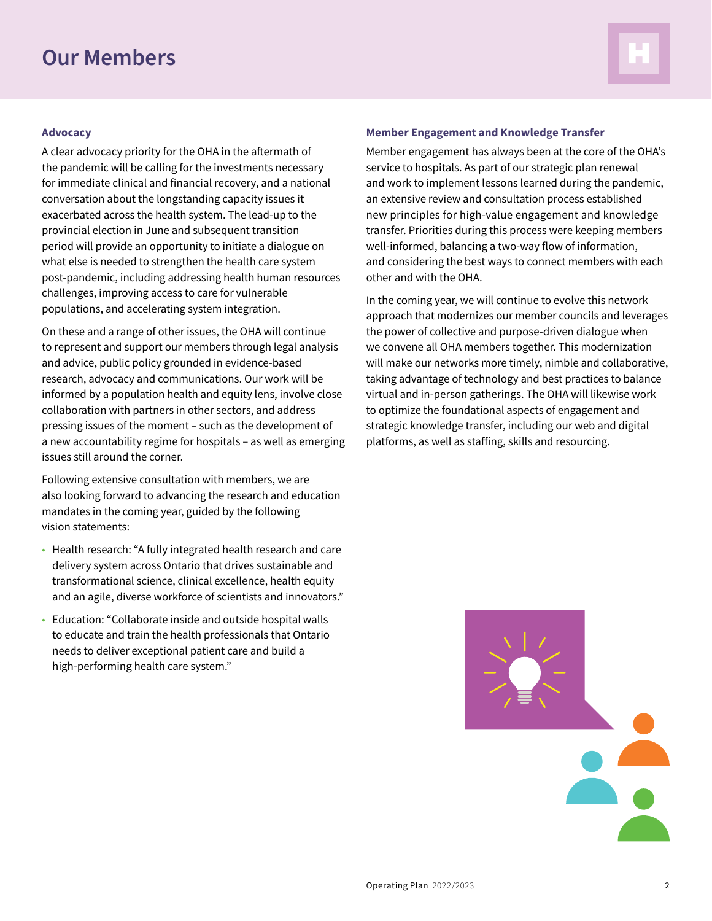# Our Members

### Advocacy

A clear advocacy priority for the OHA in the aftermath of the pandemic will be calling for the investments necessary for immediate clinical and financial recovery, and a national conversation about the longstanding capacity issues it exacerbated across the health system. The lead-up to the provincial election in June and subsequent transition period will provide an opportunity to initiate a dialogue on what else is needed to strengthen the health care system post-pandemic, including addressing health human resources challenges, improving access to care for vulnerable populations, and accelerating system integration.

On these and a range of other issues, the OHA will continue to represent and support our members through legal analysis and advice, public policy grounded in evidence-based research, advocacy and communications. Our work will be informed by a population health and equity lens, involve close collaboration with partners in other sectors, and address pressing issues of the moment – such as the development of a new accountability regime for hospitals – as well as emerging issues still around the corner.

Following extensive consultation with members, we are also looking forward to advancing the research and education mandates in the coming year, guided by the following vision statements:

- Health research: "A fully integrated health research and care delivery system across Ontario that drives sustainable and transformational science, clinical excellence, health equity and an agile, diverse workforce of scientists and innovators."
- Education: "Collaborate inside and outside hospital walls to educate and train the health professionals that Ontario needs to deliver exceptional patient care and build a high-performing health care system."

### Member Engagement and Knowledge Transfer

Member engagement has always been at the core of the OHA's service to hospitals. As part of our strategic plan renewal and work to implement lessons learned during the pandemic, an extensive review and consultation process established new principles for high-value engagement and knowledge transfer. Priorities during this process were keeping members well-informed, balancing a two-way flow of information, and considering the best ways to connect members with each other and with the OHA.

In the coming year, we will continue to evolve this network approach that modernizes our member councils and leverages the power of collective and purpose-driven dialogue when we convene all OHA members together. This modernization will make our networks more timely, nimble and collaborative, taking advantage of technology and best practices to balance virtual and in-person gatherings. The OHA will likewise work to optimize the foundational aspects of engagement and strategic knowledge transfer, including our web and digital platforms, as well as staffing, skills and resourcing.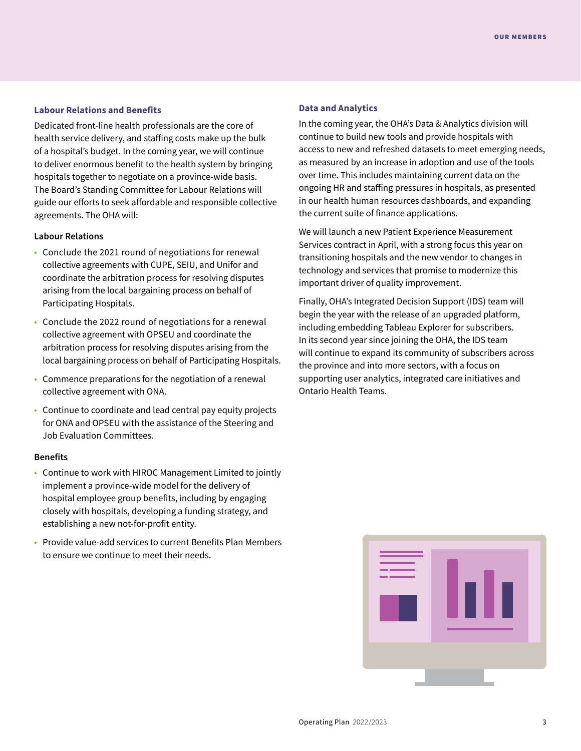## Labour Relations and Benefits

Dedicated front-line health professionals are the core of health service delivery, and staffing costs make up the bulk of a hospital's budget. In the coming year, we will continue to deliver enormous benefit to the health system by bringing hospitals together to negotiate on a province-wide basis. The Board's Standing Committee for Labour Relations will guide our efforts to seek affordable and responsible collective agreements. The OHA will:

### Labour Relations

- Conclude the 2021 round of negotiations for renewal collective agreements with CUPE, SEIU, and Unifor and coordinate the arbitration process for resolving disputes arising from the local bargaining process on behalf of Participating Hospitals.
- Conclude the 2022 round of negotiations for a renewal collective agreement with OPSEU and coordinate the arbitration process for resolving disputes arising from the local bargaining process on behalf of Participating Hospitals.
- Commence preparations for the negotiation of a renewal collective agreement with ONA.
- Continue to coordinate and lead central pay equity projects for ONA and OPSEU with the assistance of the Steering and Job Evaluation Committees.

### Benefits

- Continue to work with HIROC Management Limited to jointly implement a province-wide model for the delivery of hospital employee group benefits, including by engaging closely with hospitals, developing a funding strategy, and establishing a new not-for-profit entity.
- Provide value-add services to current Benefits Plan Members to ensure we continue to meet their needs.

## Data and Analytics

In the coming year, the OHA's Data & Analytics division will continue to build new tools and provide hospitals with access to new and refreshed datasets to meet emerging needs, as measured by an increase in adoption and use of the tools over time. This includes maintaining current data on the ongoing HR and staffing pressures in hospitals, as presented in our health human resources dashboards, and expanding the current suite of finance applications.

We will launch a new Patient Experience Measurement Services contract in April, with a strong focus this year on transitioning hospitals and the new vendor to changes in technology and services that promise to modernize this important driver of quality improvement.

Finally, OHA's Integrated Decision Support (IDS) team will begin the year with the release of an upgraded platform, including embedding Tableau Explorer for subscribers. In its second year since joining the OHA, the IDS team will continue to expand its community of subscribers across the province and into more sectors, with a focus on supporting user analytics, integrated care initiatives and Ontario Health Teams.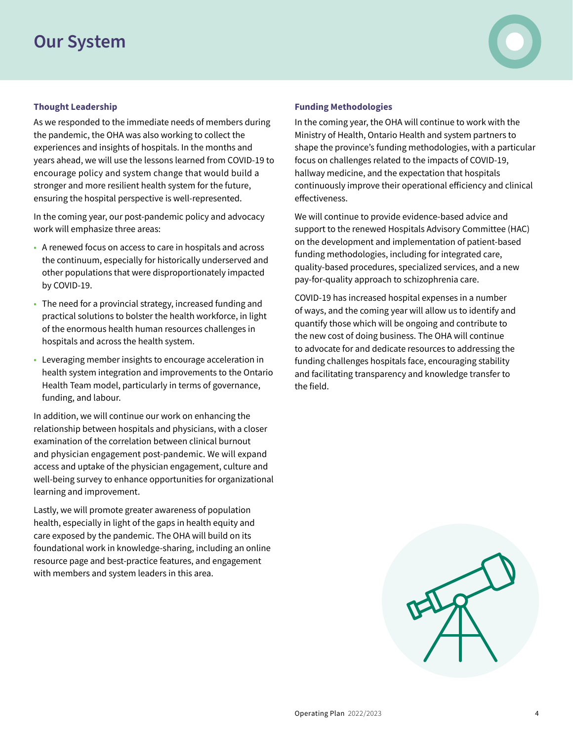# Our System

### Thought Leadership

As we responded to the immediate needs of members during the pandemic, the OHA was also working to collect the experiences and insights of hospitals. In the months and years ahead, we will use the lessons learned from COVID-19 to encourage policy and system change that would build a stronger and more resilient health system for the future, ensuring the hospital perspective is well-represented.

In the coming year, our post-pandemic policy and advocacy work will emphasize three areas:

- A renewed focus on access to care in hospitals and across the continuum, especially for historically underserved and other populations that were disproportionately impacted by COVID-19.
- The need for a provincial strategy, increased funding and practical solutions to bolster the health workforce, in light of the enormous health human resources challenges in hospitals and across the health system.
- Leveraging member insights to encourage acceleration in health system integration and improvements to the Ontario Health Team model, particularly in terms of governance, funding, and labour.

In addition, we will continue our work on enhancing the relationship between hospitals and physicians, with a closer examination of the correlation between clinical burnout and physician engagement post-pandemic. We will expand access and uptake of the physician engagement, culture and well-being survey to enhance opportunities for organizational learning and improvement.

Lastly, we will promote greater awareness of population health, especially in light of the gaps in health equity and care exposed by the pandemic. The OHA will build on its foundational work in knowledge-sharing, including an online resource page and best-practice features, and engagement with members and system leaders in this area.

### Funding Methodologies

In the coming year, the OHA will continue to work with the Ministry of Health, Ontario Health and system partners to shape the province's funding methodologies, with a particular focus on challenges related to the impacts of COVID-19, hallway medicine, and the expectation that hospitals continuously improve their operational efficiency and clinical effectiveness.

We will continue to provide evidence-based advice and support to the renewed Hospitals Advisory Committee (HAC) on the development and implementation of patient-based funding methodologies, including for integrated care, quality-based procedures, specialized services, and a new pay-for-quality approach to schizophrenia care.

COVID-19 has increased hospital expenses in a number of ways, and the coming year will allow us to identify and quantify those which will be ongoing and contribute to the new cost of doing business. The OHA will continue to advocate for and dedicate resources to addressing the funding challenges hospitals face, encouraging stability and facilitating transparency and knowledge transfer to the field.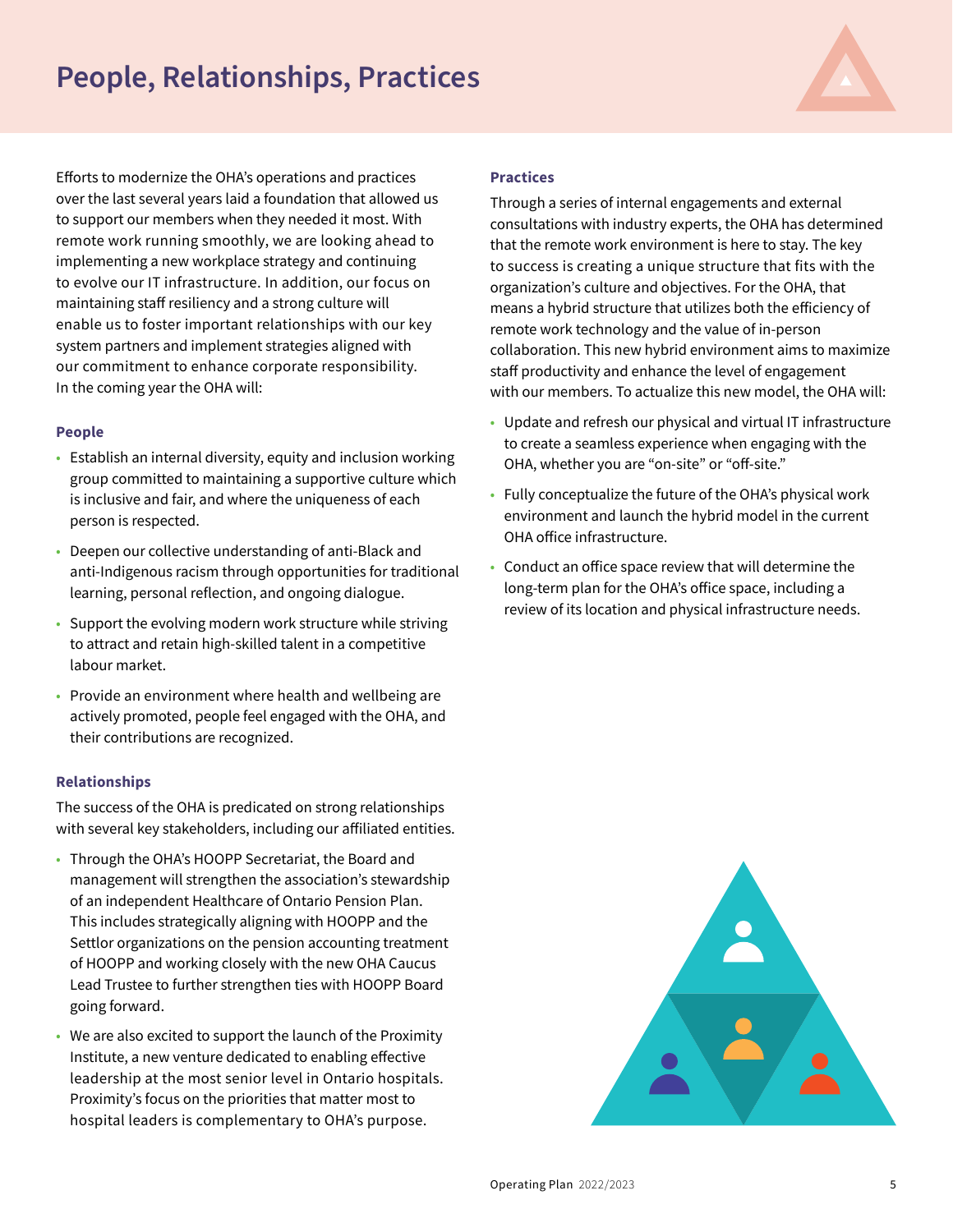# People, Relationships, Practices

Efforts to modernize the OHA's operations and practices over the last several years laid a foundation that allowed us to support our members when they needed it most. With remote work running smoothly, we are looking ahead to implementing a new workplace strategy and continuing to evolve our IT infrastructure. In addition, our focus on maintaining staff resiliency and a strong culture will enable us to foster important relationships with our key system partners and implement strategies aligned with our commitment to enhance corporate responsibility. In the coming year the OHA will:

### People

- Establish an internal diversity, equity and inclusion working group committed to maintaining a supportive culture which is inclusive and fair, and where the uniqueness of each person is respected.
- Deepen our collective understanding of anti-Black and anti-Indigenous racism through opportunities for traditional learning, personal reflection, and ongoing dialogue.
- Support the evolving modern work structure while striving to attract and retain high-skilled talent in a competitive labour market.
- Provide an environment where health and wellbeing are actively promoted, people feel engaged with the OHA, and their contributions are recognized.

### Relationships

The success of the OHA is predicated on strong relationships with several key stakeholders, including our affiliated entities.

- Through the OHA's HOOPP Secretariat, the Board and management will strengthen the association's stewardship of an independent Healthcare of Ontario Pension Plan. This includes strategically aligning with HOOPP and the Settlor organizations on the pension accounting treatment of HOOPP and working closely with the new OHA Caucus Lead Trustee to further strengthen ties with HOOPP Board going forward.
- We are also excited to support the launch of the Proximity Institute, a new venture dedicated to enabling effective leadership at the most senior level in Ontario hospitals. Proximity's focus on the priorities that matter most to hospital leaders is complementary to OHA's purpose.

### Practices

Through a series of internal engagements and external consultations with industry experts, the OHA has determined that the remote work environment is here to stay. The key to success is creating a unique structure that fits with the organization's culture and objectives. For the OHA, that means a hybrid structure that utilizes both the efficiency of remote work technology and the value of in-person collaboration. This new hybrid environment aims to maximize staff productivity and enhance the level of engagement with our members. To actualize this new model, the OHA will:

- Update and refresh our physical and virtual IT infrastructure to create a seamless experience when engaging with the OHA, whether you are "on-site" or "off-site."
- Fully conceptualize the future of the OHA's physical work environment and launch the hybrid model in the current OHA office infrastructure.
- Conduct an office space review that will determine the long-term plan for the OHA's office space, including a review of its location and physical infrastructure needs.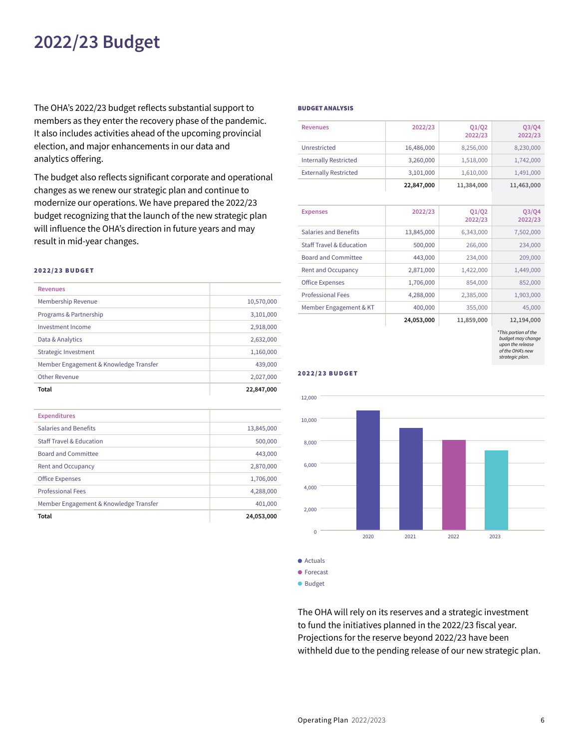# 2022/23 Budget

The OHA's 2022/23 budget reflects substantial support to members as they enter the recovery phase of the pandemic. It also includes activities ahead of the upcoming provincial election, and major enhancements in our data and analytics offering.

The budget also reflects significant corporate and operational changes as we renew our strategic plan and continue to modernize our operations. We have prepared the 2022/23 budget recognizing that the launch of the new strategic plan will influence the OHA's direction in future years and may result in mid-year changes.

#### 2022/23 BUDGET

| Revenues | |
|---|---|
| Membership Revenue | 10,570,000 |
| Programs & Partnership | 3,101,000 |
| Investment Income | 2,918,000 |
| Data & Analytics | 2,632,000 |
| Strategic Investment | 1,160,000 |
| Member Engagement & Knowledge Transfer | 439,000 |
| Other Revenue | 2,027,000 |
| **Total** | **22,847,000** |

| Expenditures | |
|---|---|
| Salaries and Benefits | 13,845,000 |
| Staff Travel & Education | 500,000 |
| Board and Committee | 443,000 |
| Rent and Occupancy | 2,870,000 |
| Office Expenses | 1,706,000 |
| Professional Fees | 4,288,000 |
| Member Engagement & Knowledge Transfer | 401,000 |
| **Total** | **24,053,000** |

#### BUDGET ANALYSIS

| Revenues | 2022/23 | Q1/Q2 2022/23 | Q3/Q4 2022/23 |
|---|---|---|---|
| Unrestricted | 16,486,000 | 8,256,000 | 8,230,000 |
| Internally Restricted | 3,260,000 | 1,518,000 | 1,742,000 |
| Externally Restricted | 3,101,000 | 1,610,000 | 1,491,000 |
| | **22,847,000** | 11,384,000 | 11,463,000 |

| Expenses | 2022/23 | Q1/Q2 2022/23 | Q3/Q4 2022/23 |
|---|---|---|---|
| Salaries and Benefits | 13,845,000 | 6,343,000 | 7,502,000 |
| Staff Travel & Education | 500,000 | 266,000 | 234,000 |
| Board and Committee | 443,000 | 234,000 | 209,000 |
| Rent and Occupancy | 2,871,000 | 1,422,000 | 1,449,000 |
| Office Expenses | 1,706,000 | 854,000 | 852,000 |
| Professional Fees | 4,288,000 | 2,385,000 | 1,903,000 |
| Member Engagement & KT | 400,000 | 355,000 | 45,000 |
| | **24,053,000** | 11,859,000 | 12,194,000 |

*This portion of the budget may change upon the release of the OHA's new strategic plan.*

#### 2022/23 BUDGET

| Year | Value | Type |
|---|---|---|
| 2020 | ~10,700 | Actuals |
| 2021 | ~9,100 | Actuals |
| 2022 | ~8,000 | Forecast |
| 2023 | ~7,100 | Budget |

The OHA will rely on its reserves and a strategic investment to fund the initiatives planned in the 2022/23 fiscal year. Projections for the reserve beyond 2022/23 have been withheld due to the pending release of our new strategic plan.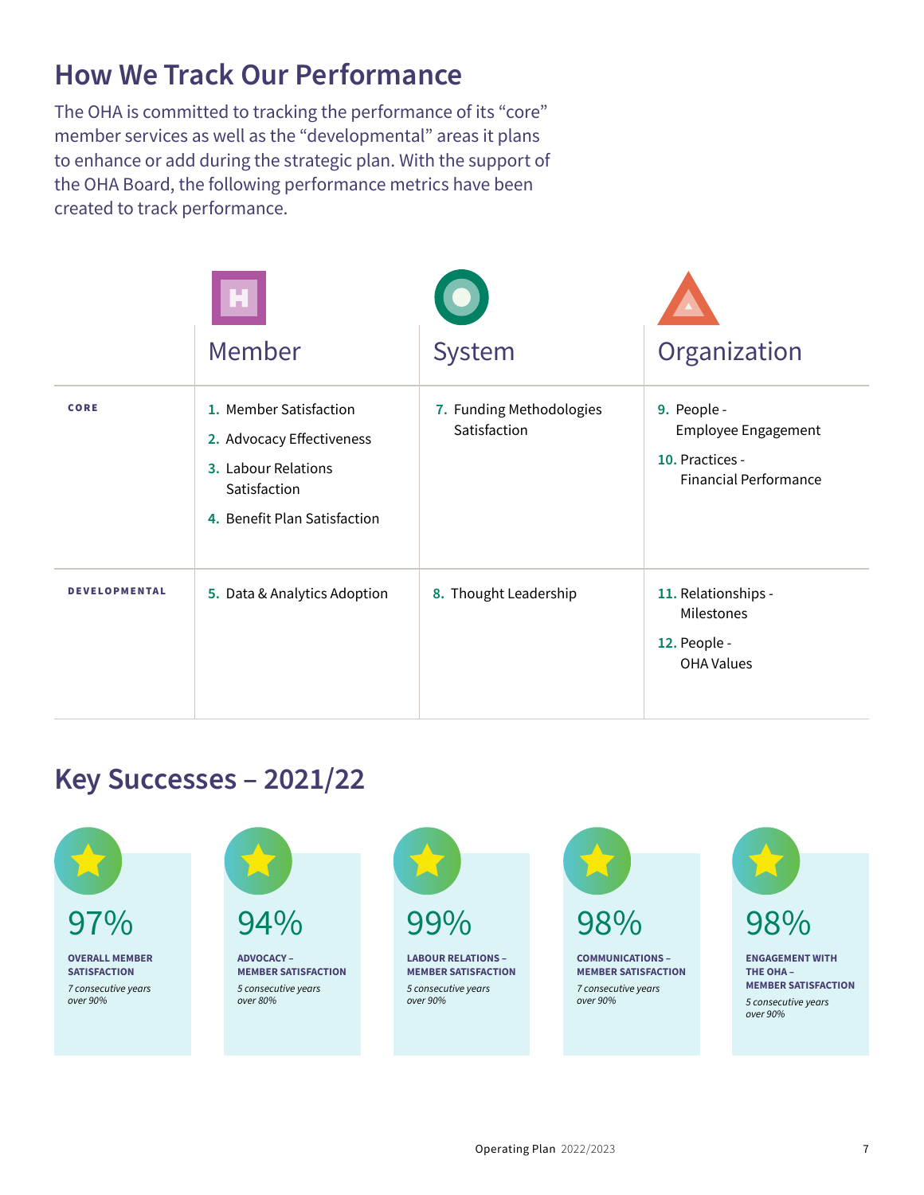## How We Track Our Performance

The OHA is committed to tracking the performance of its "core" member services as well as the "developmental" areas it plans to enhance or add during the strategic plan. With the support of the OHA Board, the following performance metrics have been created to track performance.

| | Member | System | Organization |
|---|---|---|---|
| **CORE** | 1. Member Satisfaction<br>2. Advocacy Effectiveness<br>3. Labour Relations Satisfaction<br>4. Benefit Plan Satisfaction | 7. Funding Methodologies Satisfaction | 9. People - Employee Engagement<br>10. Practices - Financial Performance |
| **DEVELOPMENTAL** | 5. Data & Analytics Adoption | 8. Thought Leadership | 11. Relationships - Milestones<br>12. People - OHA Values |

## Key Successes – 2021/22

**97%**
**OVERALL MEMBER SATISFACTION**
*7 consecutive years over 90%*

**94%**
**ADVOCACY – MEMBER SATISFACTION**
*5 consecutive years over 80%*

**99%**
**LABOUR RELATIONS – MEMBER SATISFACTION**
*5 consecutive years over 90%*

**98%**
**COMMUNICATIONS – MEMBER SATISFACTION**
*7 consecutive years over 90%*

**98%**
**ENGAGEMENT WITH THE OHA – MEMBER SATISFACTION**
*5 consecutive years over 90%*